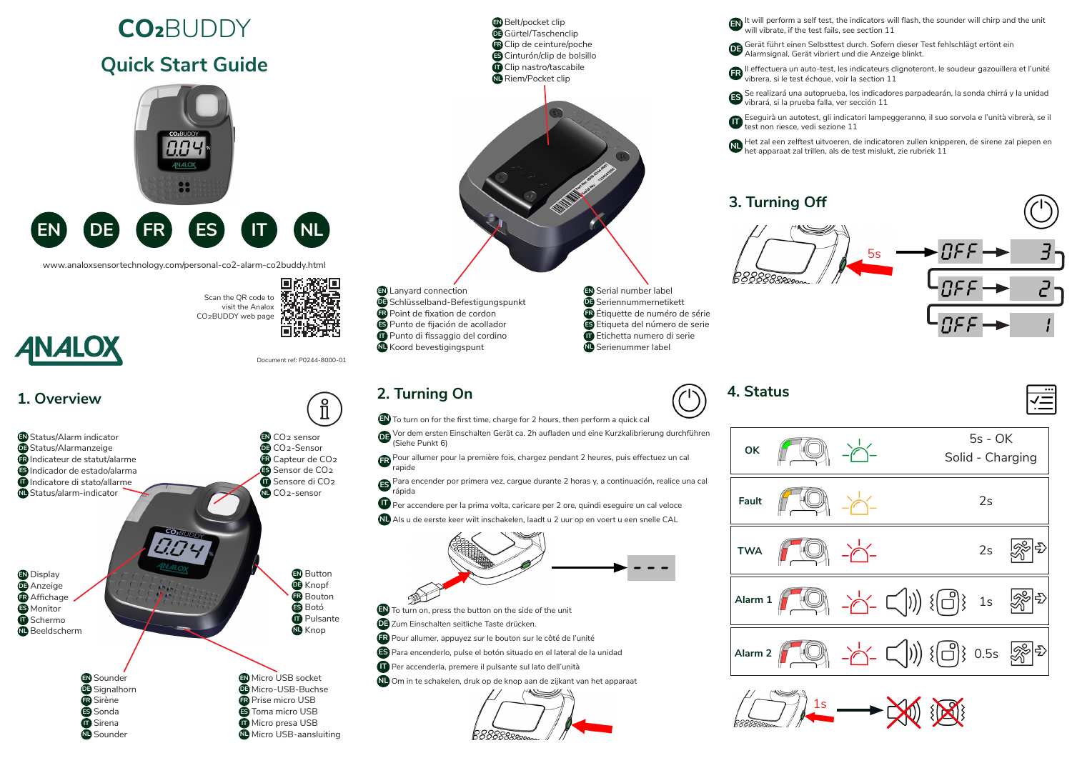# $CO_2$BUDDY

## Quick Start Guide

EN DE FR ES IT NL

www.analoxsensortechnology.com/personal-co2-alarm-co2buddy.html

Scan the QR code to visit the Analox $CO_2$BUDDY web page

ANALOX

Document ref: P0244-8000-01

EN Belt/pocket clip
DE Gürtel/Taschenclip
FR Clip de ceinture/poche
ES Cinturón/clip de bolsillo
IT Clip nastro/tascabile
NL Riem/Pocket clip

EN Lanyard connection
DE Schlüsselband-Befestigungspunkt
FR Point de fixation de cordon
ES Punto de fijación de acollador
IT Punto di fissaggio del cordino
NL Koord bevestigingspunt

EN Serial number label
DE Seriennummernetikett
FR Étiquette de numéro de série
ES Etiqueta del número de serie
IT Etichetta numero di serie
NL Serienummer label

EN It will perform a self test, the indicators will flash, the sounder will chirp and the unit will vibrate, if the test fails, see section 11

DE Gerät führt einen Selbsttest durch. Sofern dieser Test fehlschlägt ertönt ein Alarmsignal, Gerät vibriert und die Anzeige blinkt.

FR Il effectuera un auto-test, les indicateurs clignoteront, le soudeur gazouillera et l'unité vibrera, si le test échoue, voir la section 11

ES Se realizará una autoprueba, los indicadores parpadearán, la sonda chirrá y la unidad vibrará, si la prueba falla, ver sección 11

IT Eseguirà un autotest, gli indicatori lampeggeranno, il suo sorvola e l'unità vibrerà, se il test non riesce, vedi sezione 11

NL Het zal een zelftest uitvoeren, de indicatoren zullen knipperen, de sirene zal piepen en het apparaat zal trillen, als de test mislukt, zie rubriek 11

## 1. Overview

EN Status/Alarm indicator
DE Status/Alarmanzeige
FR Indicateur de statut/alarme
ES Indicador de estado/alarma
IT Indicatore di stato/allarme
NL Status/alarm-indicator

EN $CO_2$ sensor
DE $CO_2$-Sensor
FR Capteur de $CO_2$
ES Sensor de $CO_2$
IT Sensore di $CO_2$
NL $CO_2$-sensor

EN Display
DE Anzeige
FR Affichage
ES Monitor
IT Schermo
NL Beeldscherm

EN Button
DE Knopf
FR Bouton
ES Botó
IT Pulsante
NL Knop

EN Sounder
DE Signalhorn
FR Sirène
ES Sonda
IT Sirena
NL Sounder

EN Micro USB socket
DE Micro-USB-Buchse
FR Prise micro USB
ES Toma micro USB
IT Micro presa USB
NL Micro USB-aansluiting

## 2. Turning On

EN To turn on for the first time, charge for 2 hours, then perform a quick cal

DE Vor dem ersten Einschalten Gerät ca. 2h aufladen und eine Kurzkalibrierung durchführen (Siehe Punkt 6)

FR Pour allumer pour la première fois, chargez pendant 2 heures, puis effectuez un cal rapide

ES Para encender por primera vez, cargue durante 2 horas y, a continuación, realice una cal rápida

IT Per accendere per la prima volta, caricare per 2 ore, quindi eseguire un cal veloce

NL Als u de eerste keer wilt inschakelen, laadt u 2 uur op en voert u een snelle CAL

- - -

EN To turn on, press the button on the side of the unit

DE Zum Einschalten seitliche Taste drücken.

FR Pour allumer, appuyez sur le bouton sur le côté de l'unité

ES Para encenderlo, pulse el botón situado en el lateral de la unidad

IT Per accenderla, premere il pulsante sul lato dell'unità

NL Om in te schakelen, druk op de knop aan de zijkant van het apparaat

## 3. Turning Off

5s → OFF 3 → OFF 2 → OFF 1

## 4. Status

| Status | Indication |
|---|---|
| OK | 5s - OK<br>Solid - Charging |
| Fault | 2s |
| TWA | 2s |
| Alarm 1 | 1s |
| Alarm 2 | 0.5s |

1s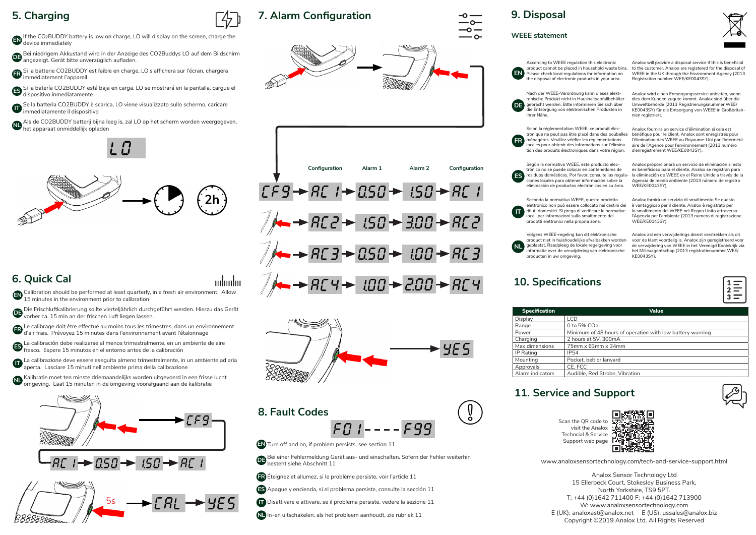## 5. Charging

EN If the CO2BUDDY battery is low on charge, LO will display on the screen, charge the device immediately

DE Bei niedrigem Akkustand wird in der Anzeige des CO2Buddys LO auf dem Bildschirm angezeigt. Gerät bitte unverzüglich aufladen.

FR Si la batterie CO2BUDDY est faible en charge, LO s'affichera sur l'écran, chargera immédiatement l'appareil

ES Si la batería CO2BUDDY está baja en carga, LO se mostrará en la pantalla, cargue el dispositivo inmediatamente

IT Se la batteria CO2BUDDY è scarica, LO viene visualizzato sullo schermo, caricare immediatamente il dispositivo

NL Als de CO2BUDDY batterij bijna leeg is, zal LO op het scherm worden weergegeven, het apparaat onmiddellijk opladen

LO

2h

## 6. Quick Cal

EN Calibration should be performed at least quarterly, in a fresh air environment. Allow 15 minutes in the environment prior to calibration

DE Die Frischluftkalibrierung sollte vierteljährlich durchgeführt werden. Hierzu das Gerät vorher ca. 15 min an der frischen Luft liegen lassen.

FR Le calibrage doit être effectué au moins tous les trimestres, dans un environnement d'air frais. Prévoyez 15 minutes dans l'environnement avant l'étalonnage

ES La calibración debe realizarse al menos trimestralmente, en un ambiente de aire fresco. Espere 15 minutos en el entorno antes de la calibración

IT La calibrazione deve essere eseguita almeno trimestralmente, in un ambiente ad aria aperta. Lasciare 15 minuti nell'ambiente prima della calibrazione

NL Kalibratie moet ten minste driemaandelijks worden uitgevoerd in een frisse lucht omgeving. Laat 15 minuten in de omgeving voorafgaand aan de kalibratie

CF9

AC 1 → 0.50 → 1.50 → AC 1

5s → CAL → YES

## 7. Alarm Configuration

Configuration | Alarm 1 | Alarm 2 | Configuration

CF9 → AC 1 → 0.50 → 1.50 → AC 1

→ AC 2 → 1.50 → 3.00 → AC 2

→ AC 3 → 0.50 → 1.00 → AC 3

→ AC 4 → 1.00 → 2.00 → AC 4

YES

## 8. Fault Codes

F01 - - - - F99

EN Turn off and on, if problem persists, see section 11

DE Bei einer Fehlermeldung Gerät aus- und einschalten. Sofern der Fehler weiterhin besteht siehe Abschnitt 11

FR Éteignez et allumez, si le problème persiste, voir l'article 11

ES Apague y encienda, si el problema persiste, consulte la sección 11

IT Disattivare e attivare, se il problema persiste, vedere la sezione 11

NL In-en uitschakelen, als het probleem aanhoudt, zie rubriek 11

## 9. Disposal

### WEEE statement

EN According to WEEE regulation this electronic product cannot be placed in household waste bins. Please check local regulations for information on the disposal of electronic products in your area.

Analox will provide a disposal service if this is beneficial to the customer. Analox are registered for the disposal of WEEE in the UK through the Environment Agency (2013 Registration number WEE/KE0043SY).

DE Nach der WEEE-Verordnung kann dieses elektronische Produkt nicht in Haushaltsabfallbehälter gebracht werden. Bitte informieren Sie sich über die Entsorgung von elektronischen Produkten in Ihrer Nähe.

Analox wird einen Entsorgungsservice anbieten, wenn dies dem Kunden zugute kommt. Analox sind über die Umweltbehörde (2013 Registrierungsnummer WEE/KE0043SY) für die Entsorgung von WEEE in Großbritannien registriert.

FR Selon la réglementation WEEE, ce produit électronique ne peut pas être placé dans des poubelles ménagères. Veuillez vérifier les réglementations locales pour obtenir des informations sur l'élimination des produits électroniques dans votre région.

Analox fournira un service d'élimination si cela est bénéfique pour le client. Analox sont enregistrés pour l'élimination des WEEE au Royaume-Uni par l'intermédiaire de l'Agence pour l'environnement (2013 numéro d'enregistrement WEE/KE0043SY).

ES Según la normativa WEEE, este producto electrónico no se puede colocar en contenedores de residuos domésticos. Por favor, consulte las regulaciones locales para obtener información sobre la eliminación de productos electrónicos en su área.

Analox proporcionará un servicio de eliminación si esto es beneficioso para el cliente. Analox se registran para la eliminación de WEEE en el Reino Unido a través de la Agencia de medio ambiente (2013 número de registro WEE/KE0043SY).

IT Secondo la normativa WEEE, questo prodotto elettronico non può essere collocato nei cestini dei rifiuti domestici. Si prega di verificare le normative locali per informazioni sullo smaltimento dei prodotti elettronici nella propria zona.

Analox fornirà un servizio di smaltimento Se questo è vantaggioso per il cliente. Analox è registrato per lo smaltimento dei WEEE nel Regno Unito attraverso l'Agenzia per l'ambiente (2013 numero di registrazione WEE/KE0043SY).

NL Volgens WEEE-regeling kan dit elektronische product niet in huishoudelijke afvalbakken worden geplaatst. Raadpleeg de lokale regelgeving voor informatie over de verwijdering van elektronische producten in uw omgeving.

Analox zal een verwijderings dienst verstrekken als dit voor de klant voordelig is. Analox zijn geregistreerd voor de verwijdering van WEEE in het Verenigd Koninkrijk via het Milieuagentschap (2013 registratienummer WEE/KE0043SY).

## 10. Specifications

| Specification | Value |
|---|---|
| Display | LCD |
| Range | 0 to 5% $CO_2$ |
| Power | Minimum of 48 hours of operation with low battery warning |
| Charging | 2 hours at 5V, 300mA |
| Max dimensions | 75mm x 63mm x 34mm |
| IP Rating | IP54 |
| Mounting | Pocket, belt or lanyard |
| Approvals | CE, FCC |
| Alarm indicators | Audible, Red Strobe, Vibration |

## 11. Service and Support

Scan the QR code to visit the Analox Techncial & Service Support web page

www.analoxsensortechnology.com/tech-and-service-support.html

Analox Sensor Technology Ltd
15 Ellerbeck Court, Stokesley Business Park,
North Yorkshire, TS9 5PT.
T: +44 (0)1642 711400 F: +44 (0)1642 713900
W: www.analoxsensortechnology.com
E (UK): analoxast@analox.net E (US): ussales@analox.biz
Copyright ©2019 Analox Ltd. All Rights Reserved